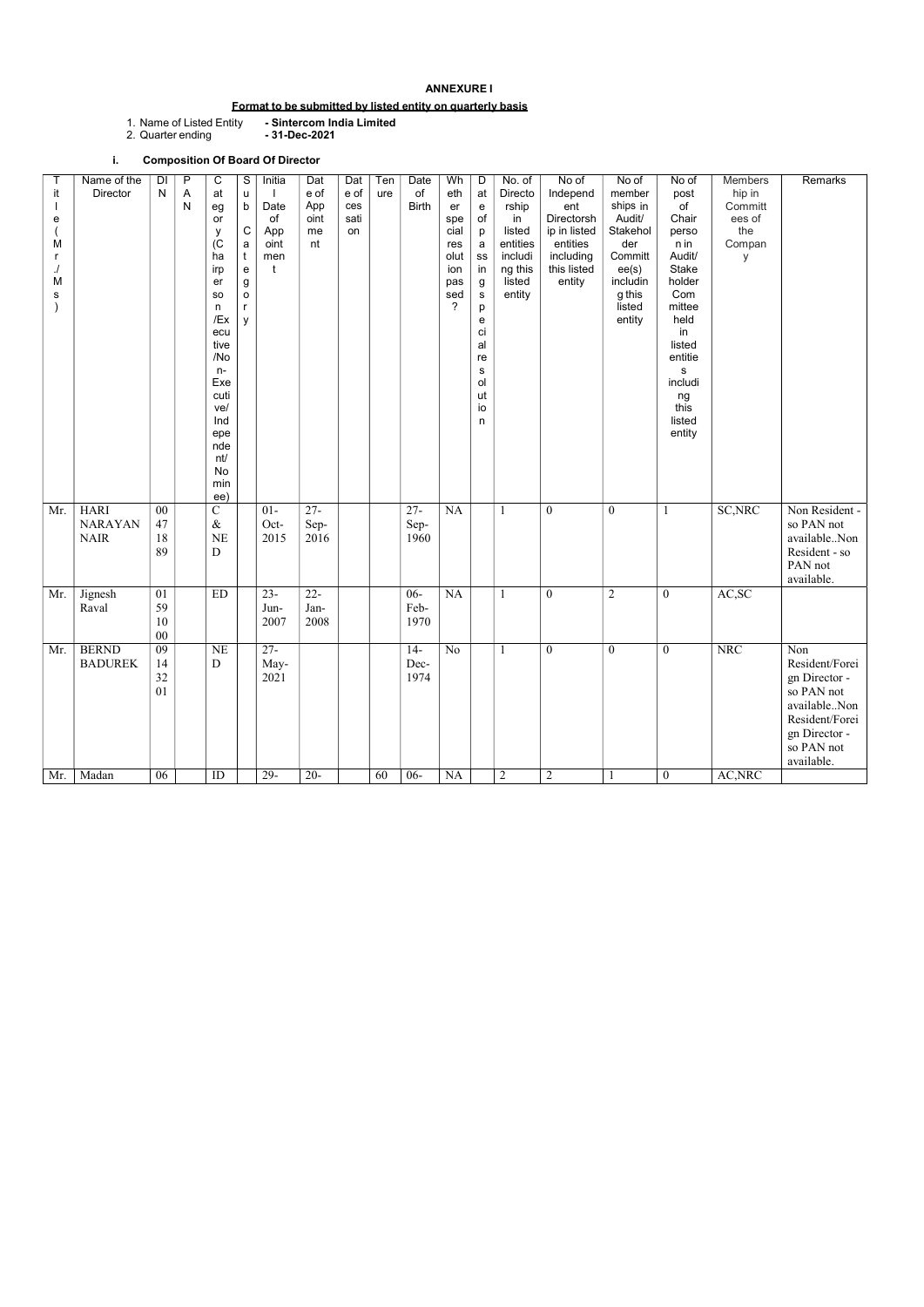**ANNEXURE I**

**Format to be submitted by listed entity on quarterly basis**

1. Name of Listed Entity **- Sintercom India Limited**
2. Quarter ending **- 31-Dec-2021**

**i. Composition Of Board Of Director**

| Title (Mr./Ms) | Name of the Director | DIN | PAN | Category (Chairperson/Executive/Non-Executive/Independent/Nominee) | Sub Category | Initial Date of Appointment | Date of Appointment | Date of cessation | Tenure | Date of Birth | Whether special resolution passed? | Date of passing special resolution | No. of Directorship in listed entities including this listed entity | No of Independent Directorship in listed entities including this listed entity | No of memberships in Audit/ Stakeholder Committee(s) including this listed entity | No of post of Chairperson in Audit/ Stakeholder Committee held in listed entities including this listed entity | Membership in Committees of the Company | Remarks |
|---|---|---|---|---|---|---|---|---|---|---|---|---|---|---|---|---|---|---|
| Mr. | HARI NARAYAN NAIR | 00471889 | | C & NED | | 01-Oct-2015 | 27-Sep-2016 | | | 27-Sep-1960 | NA | | 1 | 0 | 0 | 1 | SC,NRC | Non Resident - so PAN not available..Non Resident - so PAN not available. |
| Mr. | Jignesh Raval | 01591000 | | ED | | 23-Jun-2007 | 22-Jan-2008 | | | 06-Feb-1970 | NA | | 1 | 0 | 2 | 0 | AC,SC | |
| Mr. | BERND BADUREK | 09143201 | | NED | | 27-May-2021 | | | | 14-Dec-1974 | No | | 1 | 0 | 0 | 0 | NRC | Non Resident/Foreign Director - so PAN not available..Non Resident/Foreign Director - so PAN not available. |
| Mr. | Madan | 06 | | ID | | 29- | 20- | | 60 | 06- | NA | | 2 | 2 | 1 | 0 | AC,NRC | |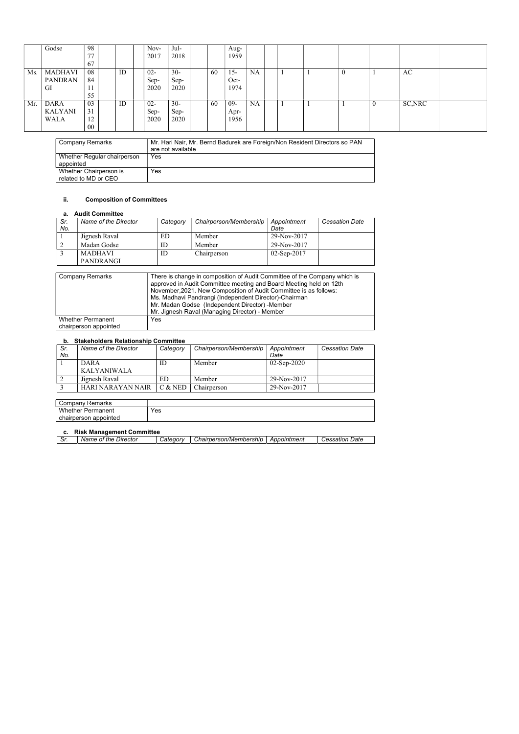| | | | | | | | | | | | | | | | | | | |
|---|---|---|---|---|---|---|---|---|---|---|---|---|---|---|---|---|---|---|
| | Godse | 987767 | | | | Nov-2017 | Jul-2018 | | | Aug-1959 | | | | | | | | |
| Ms. | MADHAVI PANDRANGI | 08841155 | | ID | | 02-Sep-2020 | 30-Sep-2020 | | 60 | 15-Oct-1974 | NA | | 1 | 1 | 0 | 1 | AC | |
| Mr. | DARA KALYANIWALA | 03311200 | | ID | | 02-Sep-2020 | 30-Sep-2020 | | 60 | 09-Apr-1956 | NA | | 1 | 1 | 1 | 0 | SC,NRC | |

| | |
|---|---|
| Company Remarks | Mr. Hari Nair, Mr. Bernd Badurek are Foreign/Non Resident Directors so PAN are not available |
| Whether Regular chairperson appointed | Yes |
| Whether Chairperson is related to MD or CEO | Yes |

### ii. Composition of Committees

#### a. Audit Committee

| Sr. No. | Name of the Director | Category | Chairperson/Membership | Appointment Date | Cessation Date |
|---|---|---|---|---|---|
| 1 | Jignesh Raval | ED | Member | 29-Nov-2017 | |
| 2 | Madan Godse | ID | Member | 29-Nov-2017 | |
| 3 | MADHAVI PANDRANGI | ID | Chairperson | 02-Sep-2017 | |

| | |
|---|---|
| Company Remarks | There is change in composition of Audit Committee of the Company which is approved in Audit Committee meeting and Board Meeting held on 12th November,2021. New Composition of Audit Committee is as follows:<br>Ms. Madhavi Pandrangi (Independent Director)-Chairman<br>Mr. Madan Godse (Independent Director) -Member<br>Mr. Jignesh Raval (Managing Director) - Member |
| Whether Permanent chairperson appointed | Yes |

#### b. Stakeholders Relationship Committee

| Sr. No. | Name of the Director | Category | Chairperson/Membership | Appointment Date | Cessation Date |
|---|---|---|---|---|---|
| 1 | DARA KALYANIWALA | ID | Member | 02-Sep-2020 | |
| 2 | Jignesh Raval | ED | Member | 29-Nov-2017 | |
| 3 | HARI NARAYAN NAIR | C & NED | Chairperson | 29-Nov-2017 | |

| | |
|---|---|
| Company Remarks | |
| Whether Permanent chairperson appointed | Yes |

#### c. Risk Management Committee

| Sr. | Name of the Director | Category | Chairperson/Membership | Appointment | Cessation Date |
|---|---|---|---|---|---|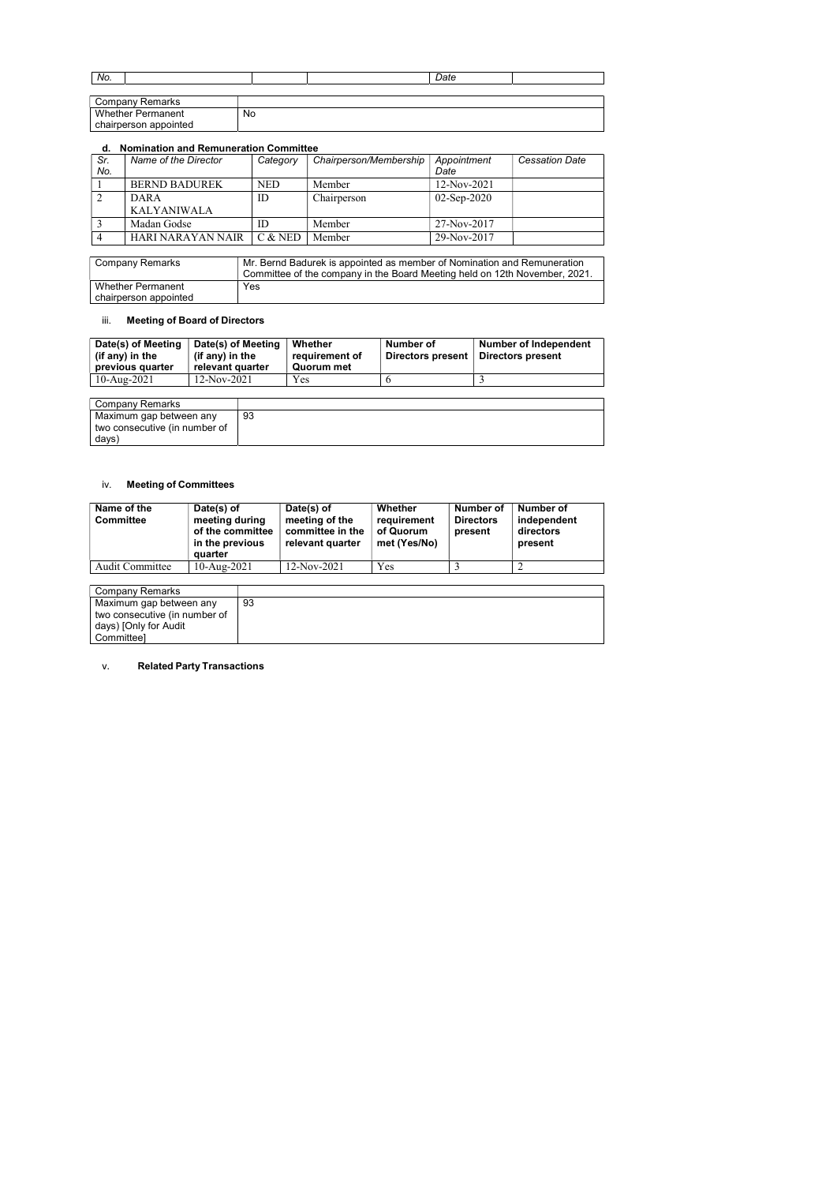| No. | | | | Date | |
|---|---|---|---|---|---|

| Company Remarks | |
|---|---|
| Whether Permanent chairperson appointed | No |

#### d. Nomination and Remuneration Committee

| Sr. No. | Name of the Director | Category | Chairperson/Membership | Appointment Date | Cessation Date |
|---|---|---|---|---|---|
| 1 | BERND BADUREK | NED | Member | 12-Nov-2021 | |
| 2 | DARA KALYANIWALA | ID | Chairperson | 02-Sep-2020 | |
| 3 | Madan Godse | ID | Member | 27-Nov-2017 | |
| 4 | HARI NARAYAN NAIR | C & NED | Member | 29-Nov-2017 | |

| Company Remarks | Mr. Bernd Badurek is appointed as member of Nomination and Remuneration Committee of the company in the Board Meeting held on 12th November, 2021. |
|---|---|
| Whether Permanent chairperson appointed | Yes |

### iii. Meeting of Board of Directors

| Date(s) of Meeting (if any) in the previous quarter | Date(s) of Meeting (if any) in the relevant quarter | Whether requirement of Quorum met | Number of Directors present | Number of Independent Directors present |
|---|---|---|---|---|
| 10-Aug-2021 | 12-Nov-2021 | Yes | 6 | 3 |

| Company Remarks | |
|---|---|
| Maximum gap between any two consecutive (in number of days) | 93 |

### iv. Meeting of Committees

| Name of the Committee | Date(s) of meeting during of the committee in the previous quarter | Date(s) of meeting of the committee in the relevant quarter | Whether requirement of Quorum met (Yes/No) | Number of Directors present | Number of independent directors present |
|---|---|---|---|---|---|
| Audit Committee | 10-Aug-2021 | 12-Nov-2021 | Yes | 3 | 2 |

| Company Remarks | |
|---|---|
| Maximum gap between any two consecutive (in number of days) [Only for Audit Committee] | 93 |

### v. Related Party Transactions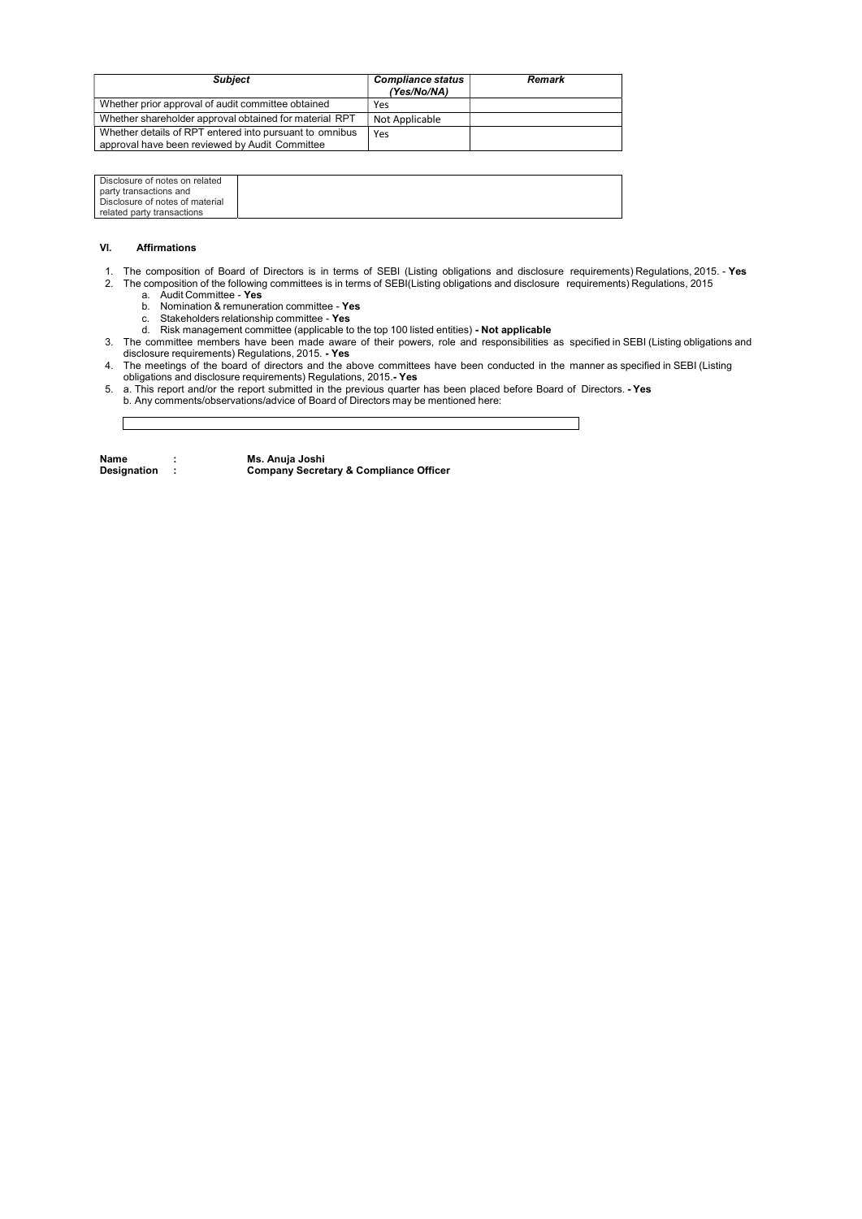| *Subject* | *Compliance status (Yes/No/NA)* | *Remark* |
|---|---|---|
| Whether prior approval of audit committee obtained | Yes | |
| Whether shareholder approval obtained for material RPT | Not Applicable | |
| Whether details of RPT entered into pursuant to omnibus approval have been reviewed by Audit Committee | Yes | |

| | |
|---|---|
| Disclosure of notes on related party transactions and Disclosure of notes of material related party transactions | |

### VI. Affirmations

1. The composition of Board of Directors is in terms of SEBI (Listing obligations and disclosure requirements) Regulations, 2015. - **Yes**
2. The composition of the following committees is in terms of SEBI(Listing obligations and disclosure requirements) Regulations, 2015
   a. Audit Committee - **Yes**
   b. Nomination & remuneration committee - **Yes**
   c. Stakeholders relationship committee - **Yes**
   d. Risk management committee (applicable to the top 100 listed entities) **- Not applicable**
3. The committee members have been made aware of their powers, role and responsibilities as specified in SEBI (Listing obligations and disclosure requirements) Regulations, 2015. **- Yes**
4. The meetings of the board of directors and the above committees have been conducted in the manner as specified in SEBI (Listing obligations and disclosure requirements) Regulations, 2015.**- Yes**
5. a. This report and/or the report submitted in the previous quarter has been placed before Board of Directors. **- Yes**
   b. Any comments/observations/advice of Board of Directors may be mentioned here:

**Name** : **Ms. Anuja Joshi**
**Designation** : **Company Secretary & Compliance Officer**